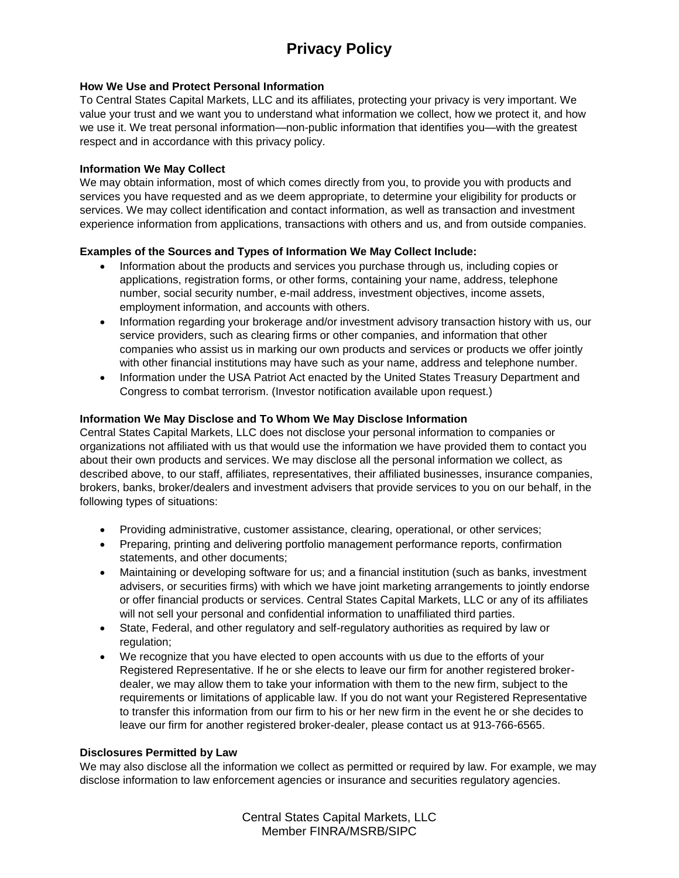# Privacy Policy

**How We Use and Protect Personal Information**
To Central States Capital Markets, LLC and its affiliates, protecting your privacy is very important. We value your trust and we want you to understand what information we collect, how we protect it, and how we use it. We treat personal information—non-public information that identifies you—with the greatest respect and in accordance with this privacy policy.

**Information We May Collect**
We may obtain information, most of which comes directly from you, to provide you with products and services you have requested and as we deem appropriate, to determine your eligibility for products or services. We may collect identification and contact information, as well as transaction and investment experience information from applications, transactions with others and us, and from outside companies.

**Examples of the Sources and Types of Information We May Collect Include:**

- Information about the products and services you purchase through us, including copies or applications, registration forms, or other forms, containing your name, address, telephone number, social security number, e-mail address, investment objectives, income assets, employment information, and accounts with others.
- Information regarding your brokerage and/or investment advisory transaction history with us, our service providers, such as clearing firms or other companies, and information that other companies who assist us in marking our own products and services or products we offer jointly with other financial institutions may have such as your name, address and telephone number.
- Information under the USA Patriot Act enacted by the United States Treasury Department and Congress to combat terrorism. (Investor notification available upon request.)

**Information We May Disclose and To Whom We May Disclose Information**
Central States Capital Markets, LLC does not disclose your personal information to companies or organizations not affiliated with us that would use the information we have provided them to contact you about their own products and services. We may disclose all the personal information we collect, as described above, to our staff, affiliates, representatives, their affiliated businesses, insurance companies, brokers, banks, broker/dealers and investment advisers that provide services to you on our behalf, in the following types of situations:

- Providing administrative, customer assistance, clearing, operational, or other services;
- Preparing, printing and delivering portfolio management performance reports, confirmation statements, and other documents;
- Maintaining or developing software for us; and a financial institution (such as banks, investment advisers, or securities firms) with which we have joint marketing arrangements to jointly endorse or offer financial products or services. Central States Capital Markets, LLC or any of its affiliates will not sell your personal and confidential information to unaffiliated third parties.
- State, Federal, and other regulatory and self-regulatory authorities as required by law or regulation;
- We recognize that you have elected to open accounts with us due to the efforts of your Registered Representative. If he or she elects to leave our firm for another registered broker-dealer, we may allow them to take your information with them to the new firm, subject to the requirements or limitations of applicable law. If you do not want your Registered Representative to transfer this information from our firm to his or her new firm in the event he or she decides to leave our firm for another registered broker-dealer, please contact us at 913-766-6565.

**Disclosures Permitted by Law**
We may also disclose all the information we collect as permitted or required by law. For example, we may disclose information to law enforcement agencies or insurance and securities regulatory agencies.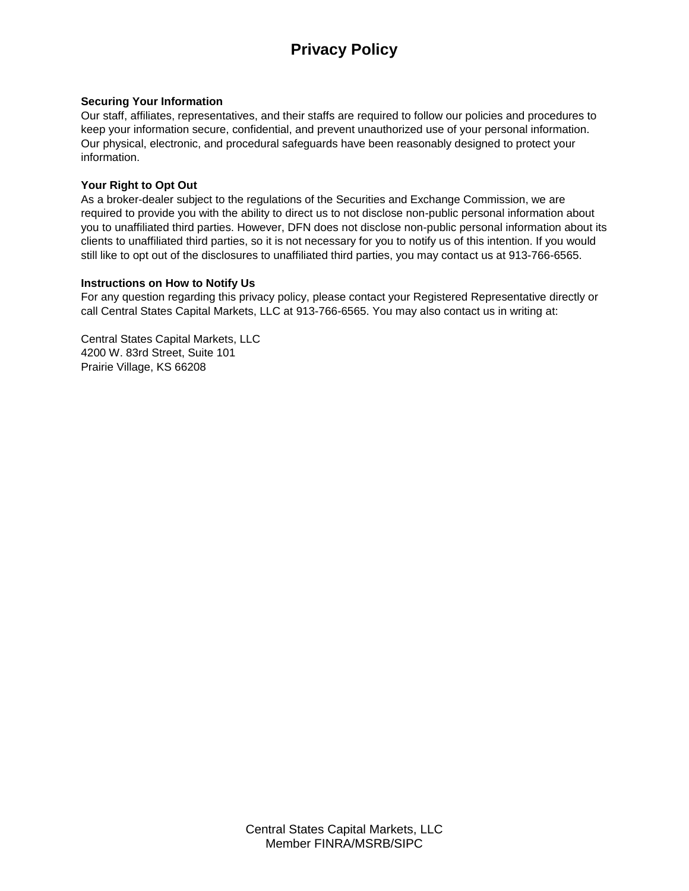# Privacy Policy

**Securing Your Information**
Our staff, affiliates, representatives, and their staffs are required to follow our policies and procedures to keep your information secure, confidential, and prevent unauthorized use of your personal information. Our physical, electronic, and procedural safeguards have been reasonably designed to protect your information.

**Your Right to Opt Out**
As a broker-dealer subject to the regulations of the Securities and Exchange Commission, we are required to provide you with the ability to direct us to not disclose non-public personal information about you to unaffiliated third parties. However, DFN does not disclose non-public personal information about its clients to unaffiliated third parties, so it is not necessary for you to notify us of this intention. If you would still like to opt out of the disclosures to unaffiliated third parties, you may contact us at 913-766-6565.

**Instructions on How to Notify Us**
For any question regarding this privacy policy, please contact your Registered Representative directly or call Central States Capital Markets, LLC at 913-766-6565. You may also contact us in writing at:

Central States Capital Markets, LLC
4200 W. 83rd Street, Suite 101
Prairie Village, KS 66208

Central States Capital Markets, LLC
Member FINRA/MSRB/SIPC